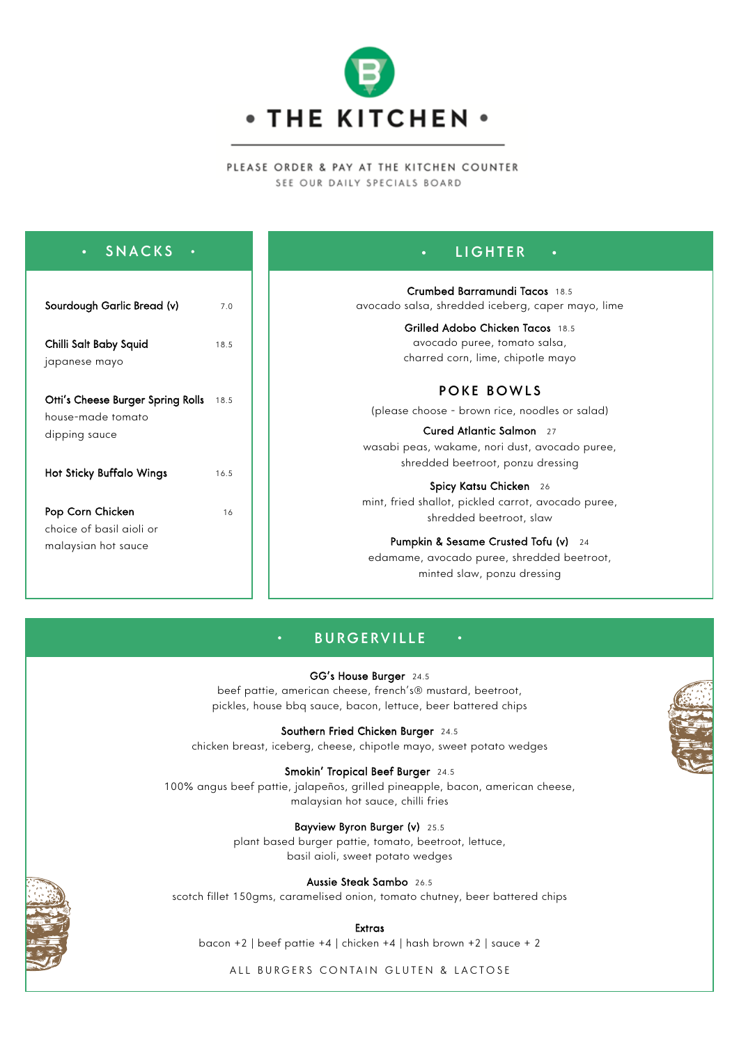# • THE KITCHEN •

PLEASE ORDER & PAY AT THE KITCHEN COUNTER
SEE OUR DAILY SPECIALS BOARD

## • SNACKS •

**Sourdough Garlic Bread (v)** 7.0

**Chilli Salt Baby Squid** 18.5
japanese mayo

**Otti's Cheese Burger Spring Rolls** 18.5
house-made tomato dipping sauce

**Hot Sticky Buffalo Wings** 16.5

**Pop Corn Chicken** 16
choice of basil aioli or malaysian hot sauce

## • LIGHTER •

**Crumbed Barramundi Tacos** 18.5
avocado salsa, shredded iceberg, caper mayo, lime

**Grilled Adobo Chicken Tacos** 18.5
avocado puree, tomato salsa, charred corn, lime, chipotle mayo

### POKE BOWLS

(please choose - brown rice, noodles or salad)

**Cured Atlantic Salmon** 27
wasabi peas, wakame, nori dust, avocado puree, shredded beetroot, ponzu dressing

**Spicy Katsu Chicken** 26
mint, fried shallot, pickled carrot, avocado puree, shredded beetroot, slaw

**Pumpkin & Sesame Crusted Tofu (v)** 24
edamame, avocado puree, shredded beetroot, minted slaw, ponzu dressing

## • BURGERVILLE •

**GG's House Burger** 24.5
beef pattie, american cheese, french's® mustard, beetroot, pickles, house bbq sauce, bacon, lettuce, beer battered chips

**Southern Fried Chicken Burger** 24.5
chicken breast, iceberg, cheese, chipotle mayo, sweet potato wedges

**Smokin' Tropical Beef Burger** 24.5
100% angus beef pattie, jalapeños, grilled pineapple, bacon, american cheese, malaysian hot sauce, chilli fries

**Bayview Byron Burger (v)** 25.5
plant based burger pattie, tomato, beetroot, lettuce, basil aioli, sweet potato wedges

**Aussie Steak Sambo** 26.5
scotch fillet 150gms, caramelised onion, tomato chutney, beer battered chips

**Extras**
bacon +2 | beef pattie +4 | chicken +4 | hash brown +2 | sauce + 2

ALL BURGERS CONTAIN GLUTEN & LACTOSE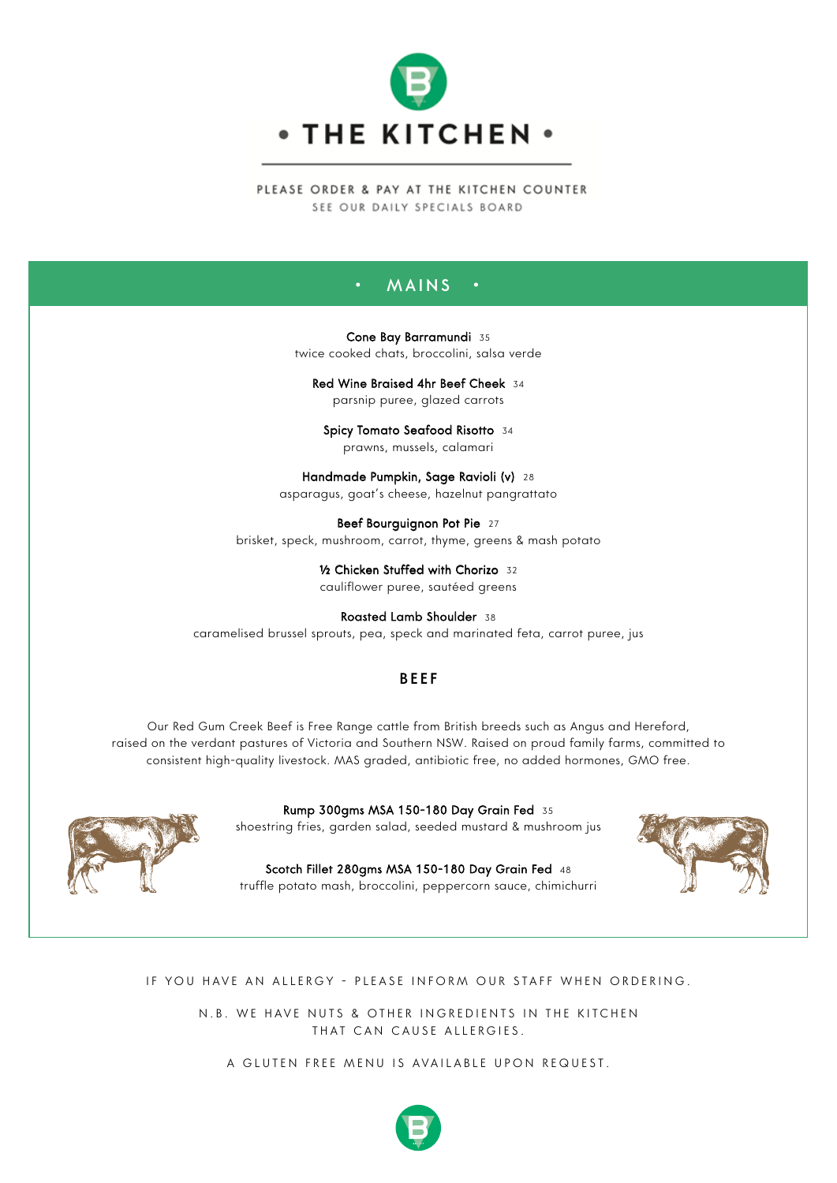# • THE KITCHEN •

PLEASE ORDER & PAY AT THE KITCHEN COUNTER

SEE OUR DAILY SPECIALS BOARD

## • MAINS •

**Cone Bay Barramundi** 35
twice cooked chats, broccolini, salsa verde

**Red Wine Braised 4hr Beef Cheek** 34
parsnip puree, glazed carrots

**Spicy Tomato Seafood Risotto** 34
prawns, mussels, calamari

**Handmade Pumpkin, Sage Ravioli (v)** 28
asparagus, goat's cheese, hazelnut pangrattato

**Beef Bourguignon Pot Pie** 27
brisket, speck, mushroom, carrot, thyme, greens & mash potato

**½ Chicken Stuffed with Chorizo** 32
cauliflower puree, sautéed greens

**Roasted Lamb Shoulder** 38
caramelised brussel sprouts, pea, speck and marinated feta, carrot puree, jus

### BEEF

Our Red Gum Creek Beef is Free Range cattle from British breeds such as Angus and Hereford, raised on the verdant pastures of Victoria and Southern NSW. Raised on proud family farms, committed to consistent high-quality livestock. MAS graded, antibiotic free, no added hormones, GMO free.

**Rump 300gms MSA 150-180 Day Grain Fed** 35
shoestring fries, garden salad, seeded mustard & mushroom jus

**Scotch Fillet 280gms MSA 150-180 Day Grain Fed** 48
truffle potato mash, broccolini, peppercorn sauce, chimichurri

IF YOU HAVE AN ALLERGY - PLEASE INFORM OUR STAFF WHEN ORDERING.

N.B. WE HAVE NUTS & OTHER INGREDIENTS IN THE KITCHEN THAT CAN CAUSE ALLERGIES.

A GLUTEN FREE MENU IS AVAILABLE UPON REQUEST.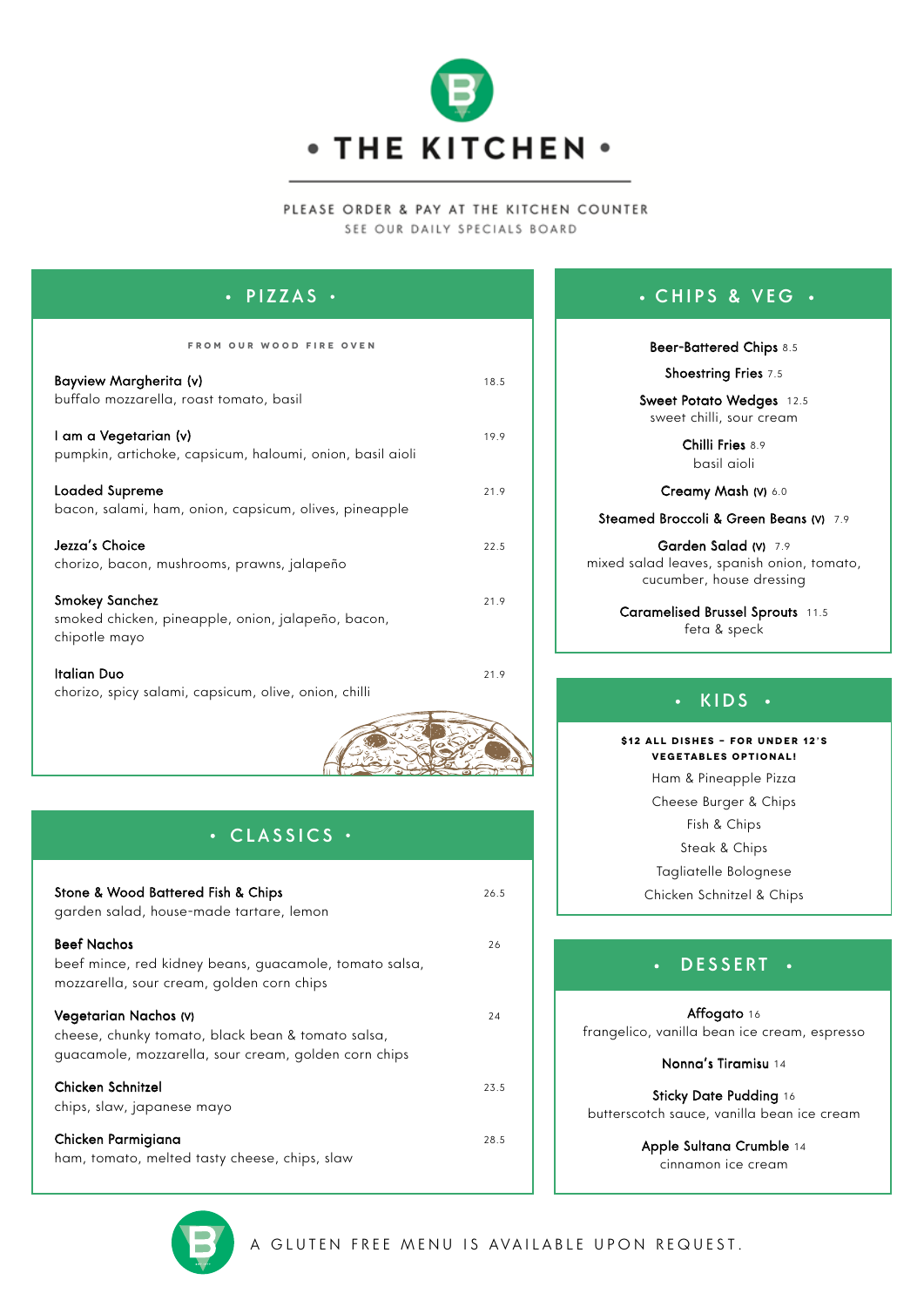# • THE KITCHEN •

PLEASE ORDER & PAY AT THE KITCHEN COUNTER

SEE OUR DAILY SPECIALS BOARD

## • PIZZAS •

FROM OUR WOOD FIRE OVEN

**Bayview Margherita (v)** 18.5
buffalo mozzarella, roast tomato, basil

**I am a Vegetarian (v)** 19.9
pumpkin, artichoke, capsicum, haloumi, onion, basil aioli

**Loaded Supreme** 21.9
bacon, salami, ham, onion, capsicum, olives, pineapple

**Jezza's Choice** 22.5
chorizo, bacon, mushrooms, prawns, jalapeño

**Smokey Sanchez** 21.9
smoked chicken, pineapple, onion, jalapeño, bacon, chipotle mayo

**Italian Duo** 21.9
chorizo, spicy salami, capsicum, olive, onion, chilli

## • CLASSICS •

**Stone & Wood Battered Fish & Chips** 26.5
garden salad, house-made tartare, lemon

**Beef Nachos** 26
beef mince, red kidney beans, guacamole, tomato salsa, mozzarella, sour cream, golden corn chips

**Vegetarian Nachos (V)** 24
cheese, chunky tomato, black bean & tomato salsa, guacamole, mozzarella, sour cream, golden corn chips

**Chicken Schnitzel** 23.5
chips, slaw, japanese mayo

**Chicken Parmigiana** 28.5
ham, tomato, melted tasty cheese, chips, slaw

## • CHIPS & VEG •

**Beer-Battered Chips** 8.5

**Shoestring Fries** 7.5

**Sweet Potato Wedges** 12.5
sweet chilli, sour cream

**Chilli Fries** 8.9
basil aioli

**Creamy Mash (V)** 6.0

**Steamed Broccoli & Green Beans (V)** 7.9

**Garden Salad (V)** 7.9
mixed salad leaves, spanish onion, tomato, cucumber, house dressing

**Caramelised Brussel Sprouts** 11.5
feta & speck

## • KIDS •

$12 ALL DISHES – FOR UNDER 12'S
VEGETABLES OPTIONAL!

Ham & Pineapple Pizza

Cheese Burger & Chips

Fish & Chips

Steak & Chips

Tagliatelle Bolognese

Chicken Schnitzel & Chips

## • DESSERT •

**Affogato** 16
frangelico, vanilla bean ice cream, espresso

**Nonna's Tiramisu** 14

**Sticky Date Pudding** 16
butterscotch sauce, vanilla bean ice cream

**Apple Sultana Crumble** 14
cinnamon ice cream

A GLUTEN FREE MENU IS AVAILABLE UPON REQUEST.